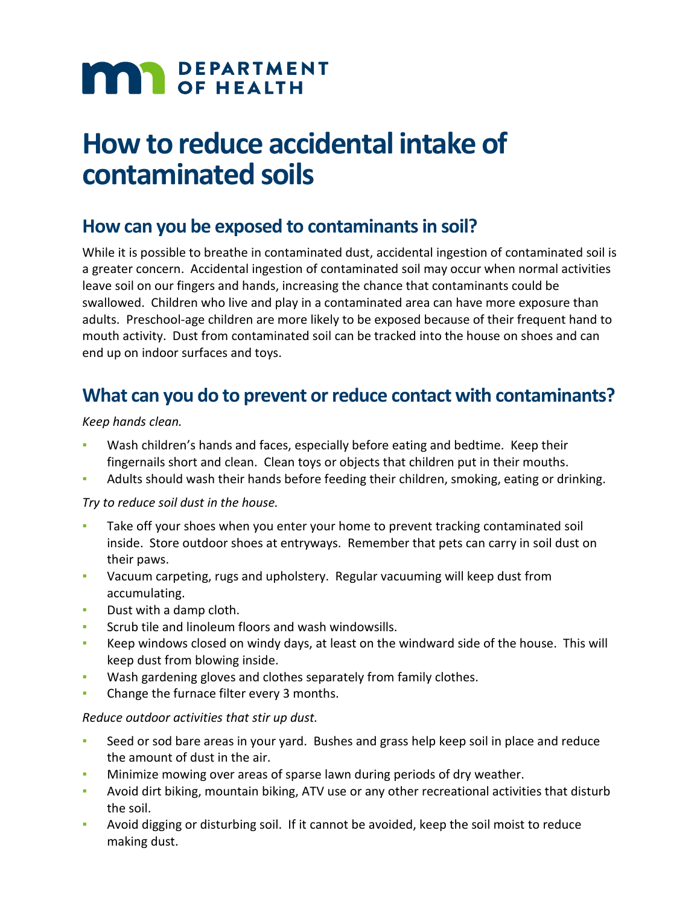**DEPARTMENT OF HEALTH**

# How to reduce accidental intake of contaminated soils

## How can you be exposed to contaminants in soil?

While it is possible to breathe in contaminated dust, accidental ingestion of contaminated soil is a greater concern. Accidental ingestion of contaminated soil may occur when normal activities leave soil on our fingers and hands, increasing the chance that contaminants could be swallowed. Children who live and play in a contaminated area can have more exposure than adults. Preschool-age children are more likely to be exposed because of their frequent hand to mouth activity. Dust from contaminated soil can be tracked into the house on shoes and can end up on indoor surfaces and toys.

## What can you do to prevent or reduce contact with contaminants?

*Keep hands clean.*

- Wash children's hands and faces, especially before eating and bedtime. Keep their fingernails short and clean. Clean toys or objects that children put in their mouths.
- Adults should wash their hands before feeding their children, smoking, eating or drinking.

*Try to reduce soil dust in the house.*

- Take off your shoes when you enter your home to prevent tracking contaminated soil inside. Store outdoor shoes at entryways. Remember that pets can carry in soil dust on their paws.
- Vacuum carpeting, rugs and upholstery. Regular vacuuming will keep dust from accumulating.
- Dust with a damp cloth.
- Scrub tile and linoleum floors and wash windowsills.
- Keep windows closed on windy days, at least on the windward side of the house. This will keep dust from blowing inside.
- Wash gardening gloves and clothes separately from family clothes.
- Change the furnace filter every 3 months.

*Reduce outdoor activities that stir up dust.*

- Seed or sod bare areas in your yard. Bushes and grass help keep soil in place and reduce the amount of dust in the air.
- Minimize mowing over areas of sparse lawn during periods of dry weather.
- Avoid dirt biking, mountain biking, ATV use or any other recreational activities that disturb the soil.
- Avoid digging or disturbing soil. If it cannot be avoided, keep the soil moist to reduce making dust.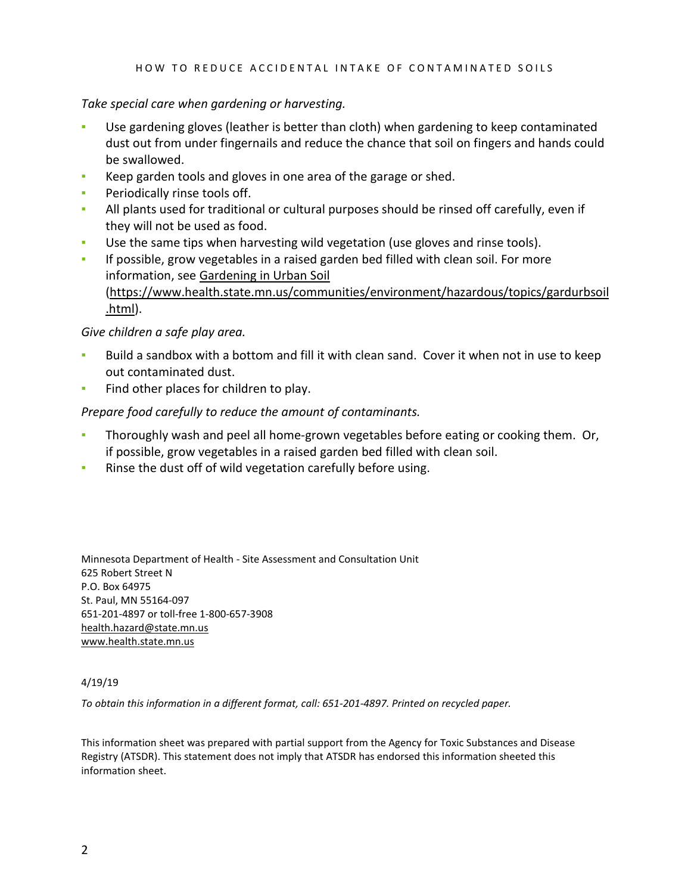*Take special care when gardening or harvesting.*

- Use gardening gloves (leather is better than cloth) when gardening to keep contaminated dust out from under fingernails and reduce the chance that soil on fingers and hands could be swallowed.
- Keep garden tools and gloves in one area of the garage or shed.
- Periodically rinse tools off.
- All plants used for traditional or cultural purposes should be rinsed off carefully, even if they will not be used as food.
- Use the same tips when harvesting wild vegetation (use gloves and rinse tools).
- If possible, grow vegetables in a raised garden bed filled with clean soil. For more information, see Gardening in Urban Soil (https://www.health.state.mn.us/communities/environment/hazardous/topics/gardurbsoil.html).

*Give children a safe play area.*

- Build a sandbox with a bottom and fill it with clean sand. Cover it when not in use to keep out contaminated dust.
- Find other places for children to play.

*Prepare food carefully to reduce the amount of contaminants.*

- Thoroughly wash and peel all home-grown vegetables before eating or cooking them. Or, if possible, grow vegetables in a raised garden bed filled with clean soil.
- Rinse the dust off of wild vegetation carefully before using.

Minnesota Department of Health - Site Assessment and Consultation Unit
625 Robert Street N
P.O. Box 64975
St. Paul, MN 55164-097
651-201-4897 or toll-free 1-800-657-3908
health.hazard@state.mn.us
www.health.state.mn.us

4/19/19

*To obtain this information in a different format, call: 651-201-4897. Printed on recycled paper.*

This information sheet was prepared with partial support from the Agency for Toxic Substances and Disease Registry (ATSDR). This statement does not imply that ATSDR has endorsed this information sheeted this information sheet.